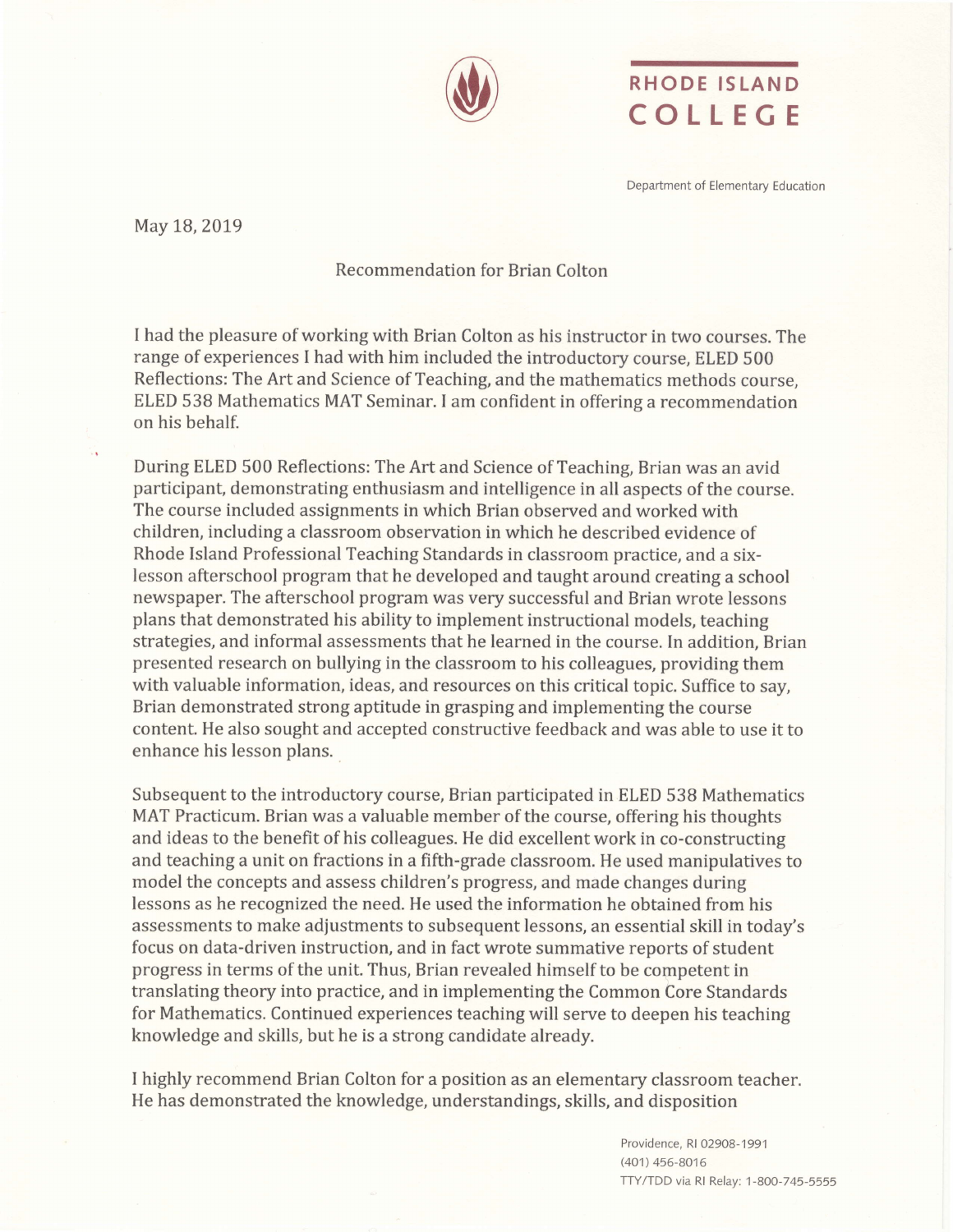RHODE ISLAND COLLEGE

Department of Elementary Education

May 18, 2019

Recommendation for Brian Colton

I had the pleasure of working with Brian Colton as his instructor in two courses. The range of experiences I had with him included the introductory course, ELED 500 Reflections: The Art and Science of Teaching, and the mathematics methods course, ELED 538 Mathematics MAT Seminar. I am confident in offering a recommendation on his behalf.

During ELED 500 Reflections: The Art and Science of Teaching, Brian was an avid participant, demonstrating enthusiasm and intelligence in all aspects of the course. The course included assignments in which Brian observed and worked with children, including a classroom observation in which he described evidence of Rhode Island Professional Teaching Standards in classroom practice, and a six-lesson afterschool program that he developed and taught around creating a school newspaper. The afterschool program was very successful and Brian wrote lessons plans that demonstrated his ability to implement instructional models, teaching strategies, and informal assessments that he learned in the course. In addition, Brian presented research on bullying in the classroom to his colleagues, providing them with valuable information, ideas, and resources on this critical topic. Suffice to say, Brian demonstrated strong aptitude in grasping and implementing the course content. He also sought and accepted constructive feedback and was able to use it to enhance his lesson plans.

Subsequent to the introductory course, Brian participated in ELED 538 Mathematics MAT Practicum. Brian was a valuable member of the course, offering his thoughts and ideas to the benefit of his colleagues. He did excellent work in co-constructing and teaching a unit on fractions in a fifth-grade classroom. He used manipulatives to model the concepts and assess children's progress, and made changes during lessons as he recognized the need. He used the information he obtained from his assessments to make adjustments to subsequent lessons, an essential skill in today's focus on data-driven instruction, and in fact wrote summative reports of student progress in terms of the unit. Thus, Brian revealed himself to be competent in translating theory into practice, and in implementing the Common Core Standards for Mathematics. Continued experiences teaching will serve to deepen his teaching knowledge and skills, but he is a strong candidate already.

I highly recommend Brian Colton for a position as an elementary classroom teacher. He has demonstrated the knowledge, understandings, skills, and disposition

Providence, RI 02908-1991
(401) 456-8016
TTY/TDD via RI Relay: 1-800-745-5555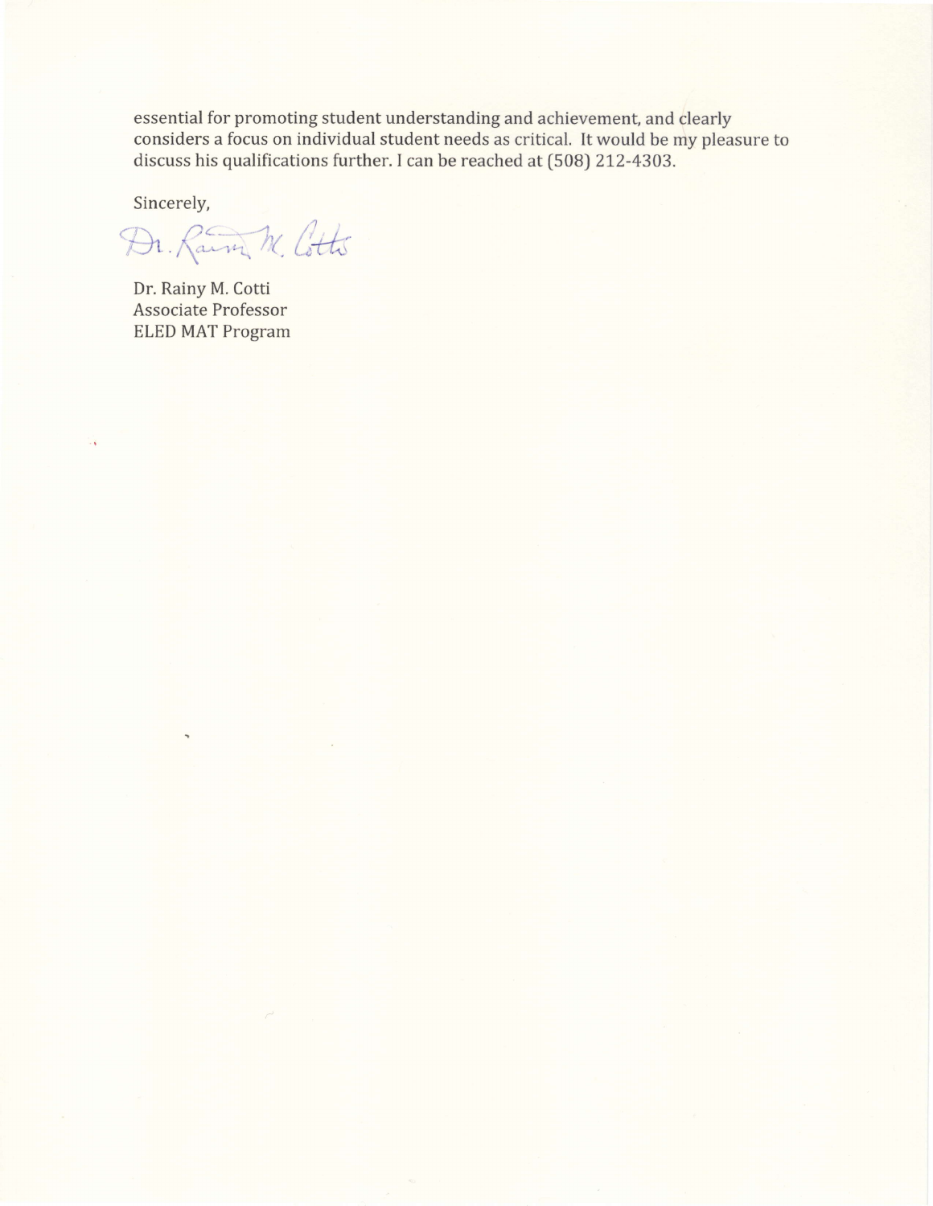essential for promoting student understanding and achievement, and clearly considers a focus on individual student needs as critical. It would be my pleasure to discuss his qualifications further. I can be reached at (508) 212-4303.

Sincerely,

Dr. Rainy M. Cotti

Dr. Rainy M. Cotti  
Associate Professor  
ELED MAT Program